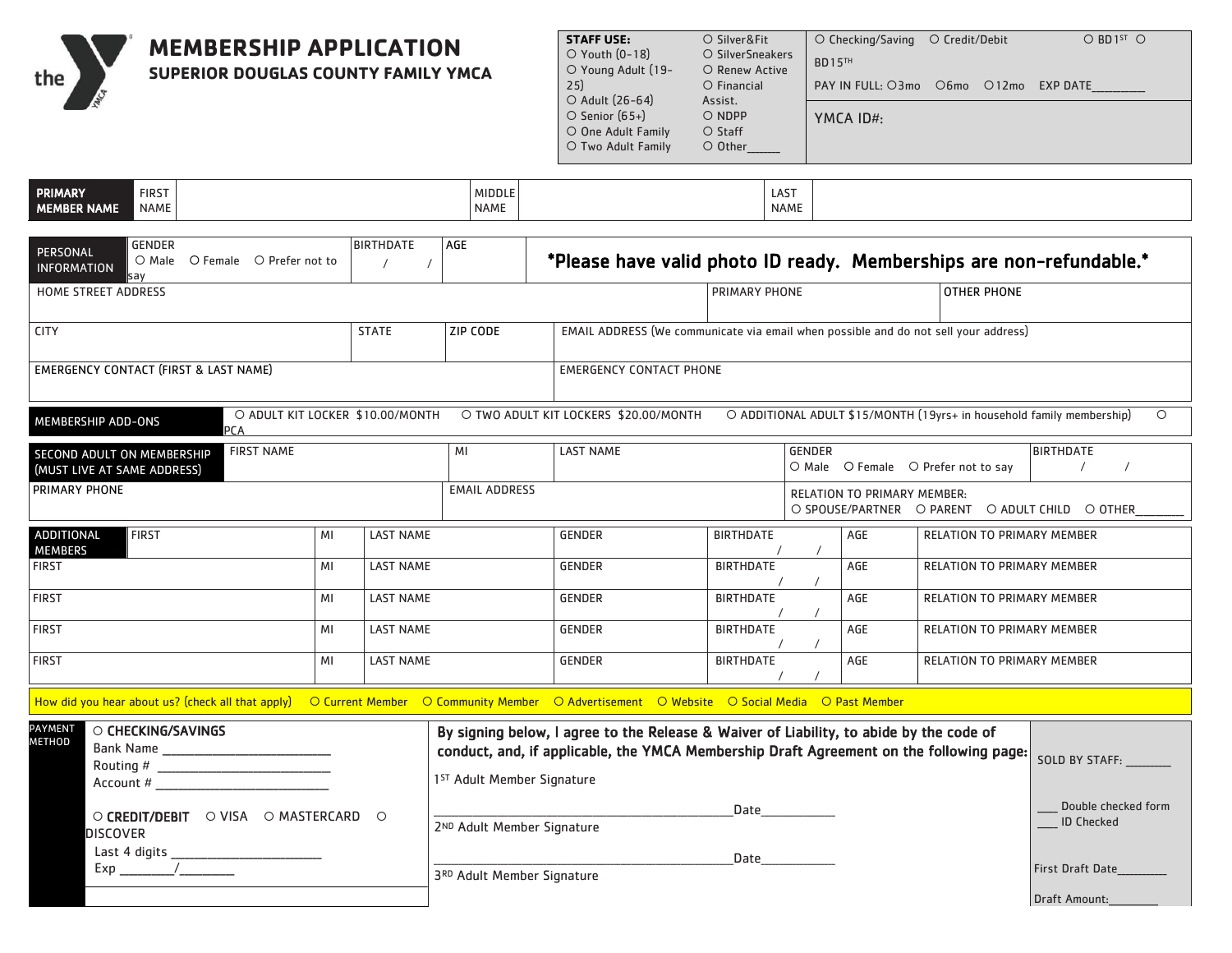# MEMBERSHIP APPLICATION

## SUPERIOR DOUGLAS COUNTY FAMILY YMCA

| STAFF USE: | | | |
|---|---|---|---|
| ○ Youth (0-18) | ○ Silver&Fit | ○ Checking/Saving ○ Credit/Debit | ○ BD1ST ○ BD15TH |
| ○ Young Adult (19-25) | ○ SilverSneakers | PAY IN FULL: ○3mo ○6mo ○12mo | EXP DATE________ |
| ○ Adult (26-64) | ○ Renew Active | YMCA ID#: | |
| ○ Senior (65+) | ○ Financial Assist. | | |
| ○ One Adult Family | ○ NDPP | | |
| ○ Two Adult Family | ○ Staff | | |
| | ○ Other_____ | | |

| PRIMARY MEMBER NAME | FIRST NAME | | MIDDLE NAME | | LAST NAME | |
|---|---|---|---|---|---|---|

| PERSONAL INFORMATION | GENDER ○ Male ○ Female ○ Prefer not to say | BIRTHDATE / / | AGE | *Please have valid photo ID ready. Memberships are non-refundable.* |
|---|---|---|---|---|

| HOME STREET ADDRESS | | | PRIMARY PHONE | OTHER PHONE |
|---|---|---|---|---|
| CITY | STATE | ZIP CODE | EMAIL ADDRESS (We communicate via email when possible and do not sell your address) | |
| EMERGENCY CONTACT (FIRST & LAST NAME) | | | EMERGENCY CONTACT PHONE | |

| MEMBERSHIP ADD-ONS | ○ ADULT KIT LOCKER $10.00/MONTH | ○ TWO ADULT KIT LOCKERS $20.00/MONTH | ○ ADDITIONAL ADULT $15/MONTH (19yrs+ in household family membership) | ○ PCA |
|---|---|---|---|---|

| SECOND ADULT ON MEMBERSHIP (MUST LIVE AT SAME ADDRESS) | FIRST NAME | MI | LAST NAME | GENDER ○ Male ○ Female ○ Prefer not to say | BIRTHDATE / / |
|---|---|---|---|---|---|
| PRIMARY PHONE | | EMAIL ADDRESS | | RELATION TO PRIMARY MEMBER: ○ SPOUSE/PARTNER ○ PARENT ○ ADULT CHILD ○ OTHER_______ | |

| ADDITIONAL MEMBERS | FIRST | MI | LAST NAME | GENDER | BIRTHDATE | AGE | RELATION TO PRIMARY MEMBER |
|---|---|---|---|---|---|---|---|
| FIRST | | MI | LAST NAME | GENDER | BIRTHDATE / / | AGE | RELATION TO PRIMARY MEMBER |
| FIRST | | MI | LAST NAME | GENDER | BIRTHDATE / / | AGE | RELATION TO PRIMARY MEMBER |
| FIRST | | MI | LAST NAME | GENDER | BIRTHDATE / / | AGE | RELATION TO PRIMARY MEMBER |
| FIRST | | MI | LAST NAME | GENDER | BIRTHDATE / / | AGE | RELATION TO PRIMARY MEMBER |

How did you hear about us? (check all that apply) ○ Current Member ○ Community Member ○ Advertisement ○ Website ○ Social Media ○ Past Member

**PAYMENT METHOD**

○ **CHECKING/SAVINGS**
Bank Name _________________________
Routing # _________________________
Account # _________________________

○ **CREDIT/DEBIT** ○ VISA ○ MASTERCARD ○ DISCOVER
Last 4 digits ____________________
Exp ________/________

**By signing below, I agree to the Release & Waiver of Liability, to abide by the code of conduct, and, if applicable, the YMCA Membership Draft Agreement on the following page:**

1ST Adult Member Signature

_____________________________________________Date___________

2ND Adult Member Signature

_____________________________________________Date___________

3RD Adult Member Signature

SOLD BY STAFF: _______

___ Double checked form
___ ID Checked

First Draft Date________

Draft Amount:________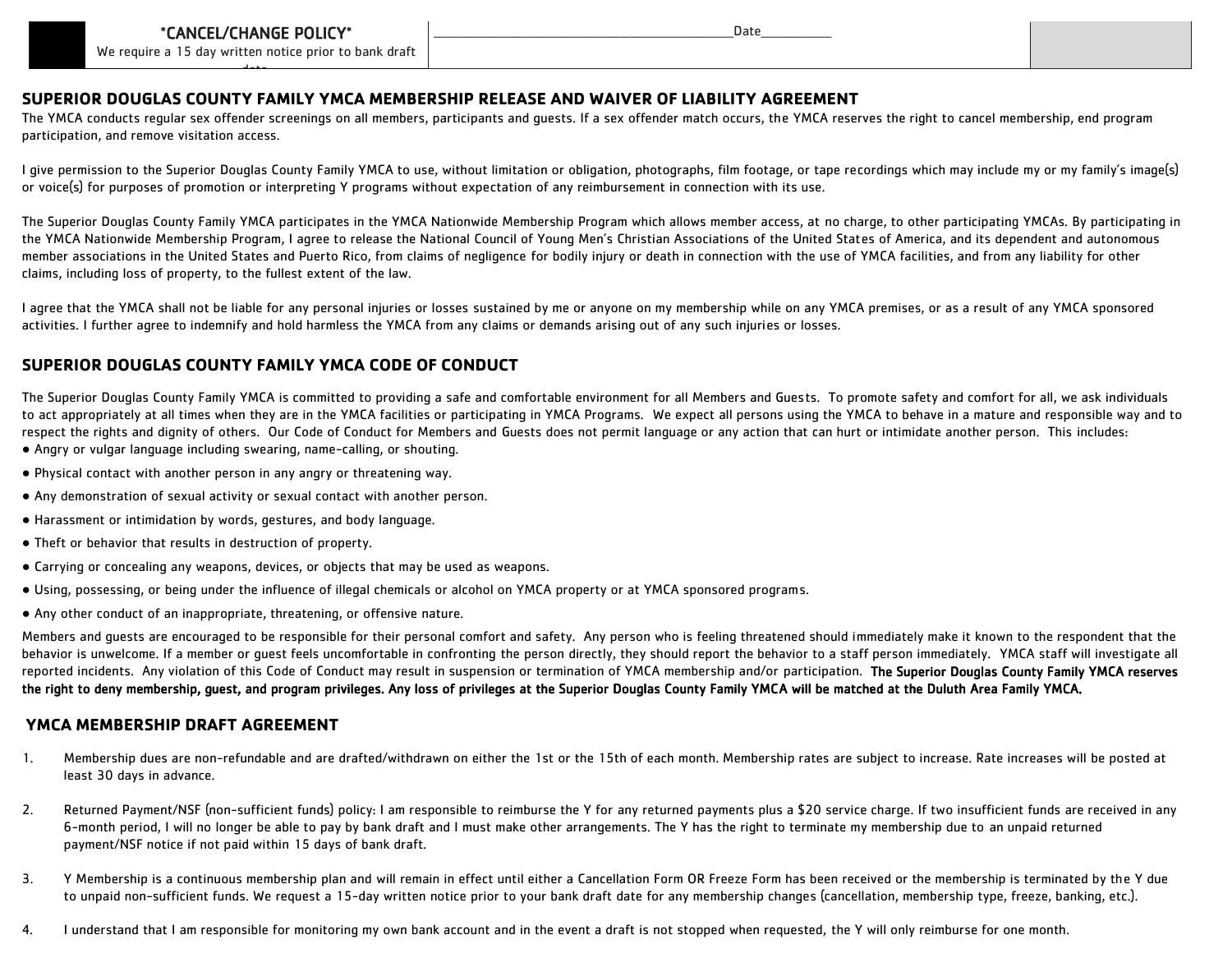| *CANCEL/CHANGE POLICY* We require a 15 day written notice prior to bank draft date | ________________________________________Date__________ | |
|---|---|---|

## SUPERIOR DOUGLAS COUNTY FAMILY YMCA MEMBERSHIP RELEASE AND WAIVER OF LIABILITY AGREEMENT

The YMCA conducts regular sex offender screenings on all members, participants and guests. If a sex offender match occurs, the YMCA reserves the right to cancel membership, end program participation, and remove visitation access.

I give permission to the Superior Douglas County Family YMCA to use, without limitation or obligation, photographs, film footage, or tape recordings which may include my or my family's image(s) or voice(s) for purposes of promotion or interpreting Y programs without expectation of any reimbursement in connection with its use.

The Superior Douglas County Family YMCA participates in the YMCA Nationwide Membership Program which allows member access, at no charge, to other participating YMCAs. By participating in the YMCA Nationwide Membership Program, I agree to release the National Council of Young Men's Christian Associations of the United States of America, and its dependent and autonomous member associations in the United States and Puerto Rico, from claims of negligence for bodily injury or death in connection with the use of YMCA facilities, and from any liability for other claims, including loss of property, to the fullest extent of the law.

I agree that the YMCA shall not be liable for any personal injuries or losses sustained by me or anyone on my membership while on any YMCA premises, or as a result of any YMCA sponsored activities. I further agree to indemnify and hold harmless the YMCA from any claims or demands arising out of any such injuries or losses.

## SUPERIOR DOUGLAS COUNTY FAMILY YMCA CODE OF CONDUCT

The Superior Douglas County Family YMCA is committed to providing a safe and comfortable environment for all Members and Guests. To promote safety and comfort for all, we ask individuals to act appropriately at all times when they are in the YMCA facilities or participating in YMCA Programs. We expect all persons using the YMCA to behave in a mature and responsible way and to respect the rights and dignity of others. Our Code of Conduct for Members and Guests does not permit language or any action that can hurt or intimidate another person. This includes:

- Angry or vulgar language including swearing, name-calling, or shouting.
- Physical contact with another person in any angry or threatening way.
- Any demonstration of sexual activity or sexual contact with another person.
- Harassment or intimidation by words, gestures, and body language.
- Theft or behavior that results in destruction of property.
- Carrying or concealing any weapons, devices, or objects that may be used as weapons.
- Using, possessing, or being under the influence of illegal chemicals or alcohol on YMCA property or at YMCA sponsored programs.
- Any other conduct of an inappropriate, threatening, or offensive nature.

Members and guests are encouraged to be responsible for their personal comfort and safety. Any person who is feeling threatened should immediately make it known to the respondent that the behavior is unwelcome. If a member or guest feels uncomfortable in confronting the person directly, they should report the behavior to a staff person immediately. YMCA staff will investigate all reported incidents. Any violation of this Code of Conduct may result in suspension or termination of YMCA membership and/or participation. **The Superior Douglas County Family YMCA reserves the right to deny membership, guest, and program privileges. Any loss of privileges at the Superior Douglas County Family YMCA will be matched at the Duluth Area Family YMCA.**

## YMCA MEMBERSHIP DRAFT AGREEMENT

1. Membership dues are non-refundable and are drafted/withdrawn on either the 1st or the 15th of each month. Membership rates are subject to increase. Rate increases will be posted at least 30 days in advance.

2. Returned Payment/NSF (non-sufficient funds) policy: I am responsible to reimburse the Y for any returned payments plus a $20 service charge. If two insufficient funds are received in any 6-month period, I will no longer be able to pay by bank draft and I must make other arrangements. The Y has the right to terminate my membership due to an unpaid returned payment/NSF notice if not paid within 15 days of bank draft.

3. Y Membership is a continuous membership plan and will remain in effect until either a Cancellation Form OR Freeze Form has been received or the membership is terminated by the Y due to unpaid non-sufficient funds. We request a 15-day written notice prior to your bank draft date for any membership changes (cancellation, membership type, freeze, banking, etc.).

4. I understand that I am responsible for monitoring my own bank account and in the event a draft is not stopped when requested, the Y will only reimburse for one month.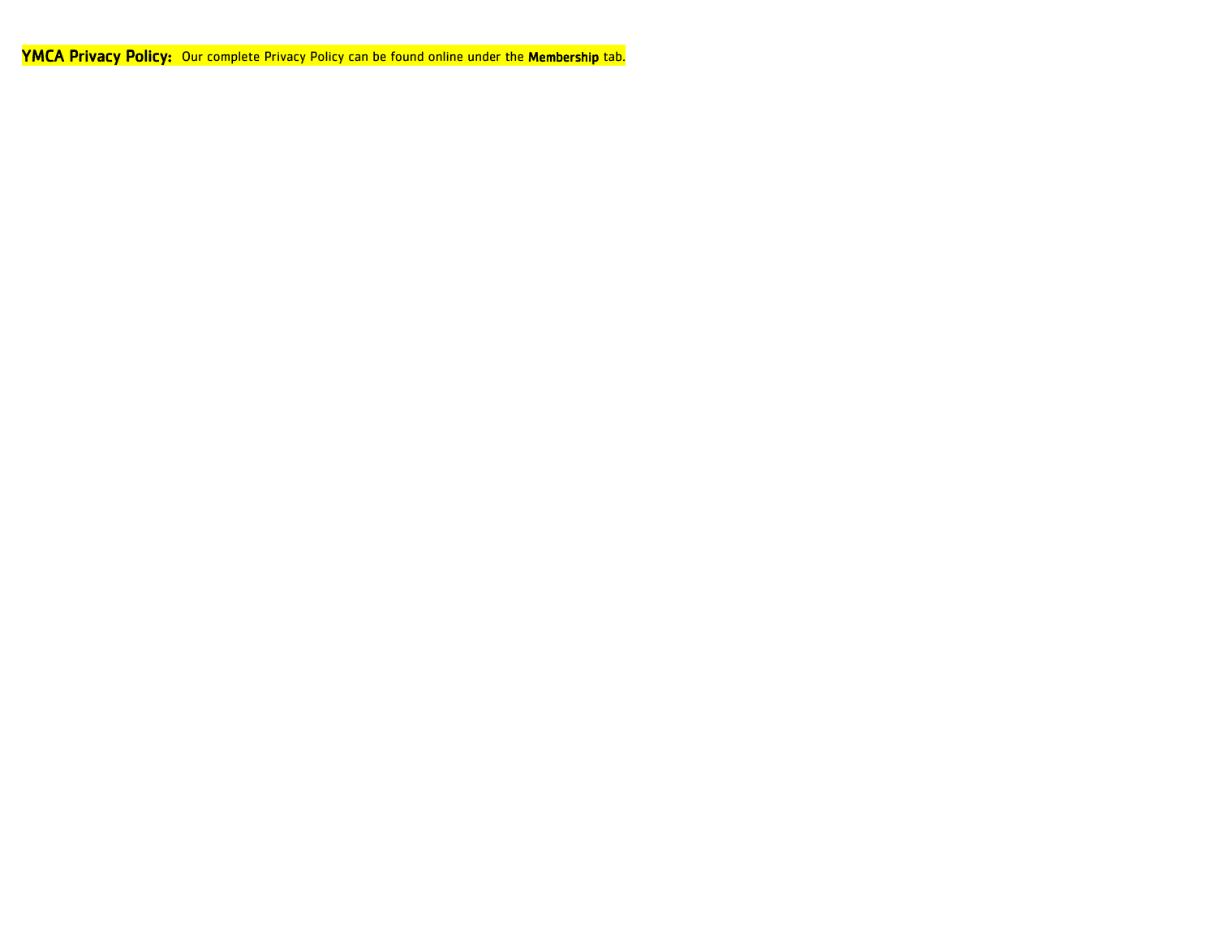**YMCA Privacy Policy:** Our complete Privacy Policy can be found online under the **Membership** tab.